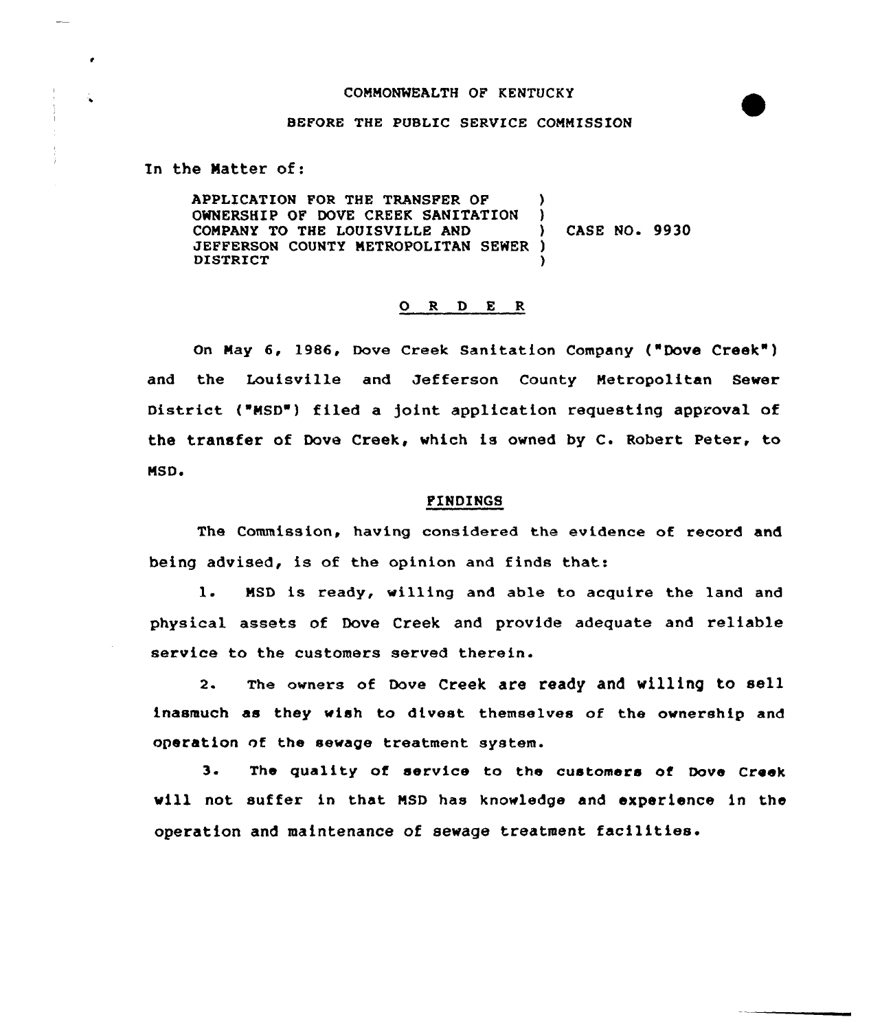COMMONWEALTH OF KENTUCKY

BEFORE THE PUBLIC SERVICE COMMISSION

In the Matter of:

APPLICATION FOR THE TRANSFER OF OWNERSHIP OF DOVE CREEK SANITATION COMPANY TO THE LOUISVILLE AND JEFFERSON COUNTY METROPOLITAN SEWER DISTRICT ) CASE NO. 9930

## O R D E R

On May 6, 1986, Dove Creek Sanitation Company ("Dove Creek") and the Louisville and Jefferson County Metropolitan Sewer District ("MSD") filed a joint application requesting approval of the transfer of Dove Creek, which is owned by C. Robert Peter, to MSD.

## FINDINGS

The Commission, having considered the evidence of record and being advised, is of the opinion and finds that:

1. MSD is ready, willing and able to acquire the land and physical assets of Dove Creek and provide adequate and reliable service to the customers served therein.

2. The owners of Dove Creek are ready and willing to sell inasmuch as they wish to divest themselves of the ownership and operation of the sewage treatment system.

3. The quality of service to the customers of Dove Creek will not suffer in that MSD has knowledge and experience in the operation and maintenance of sewage treatment facilities.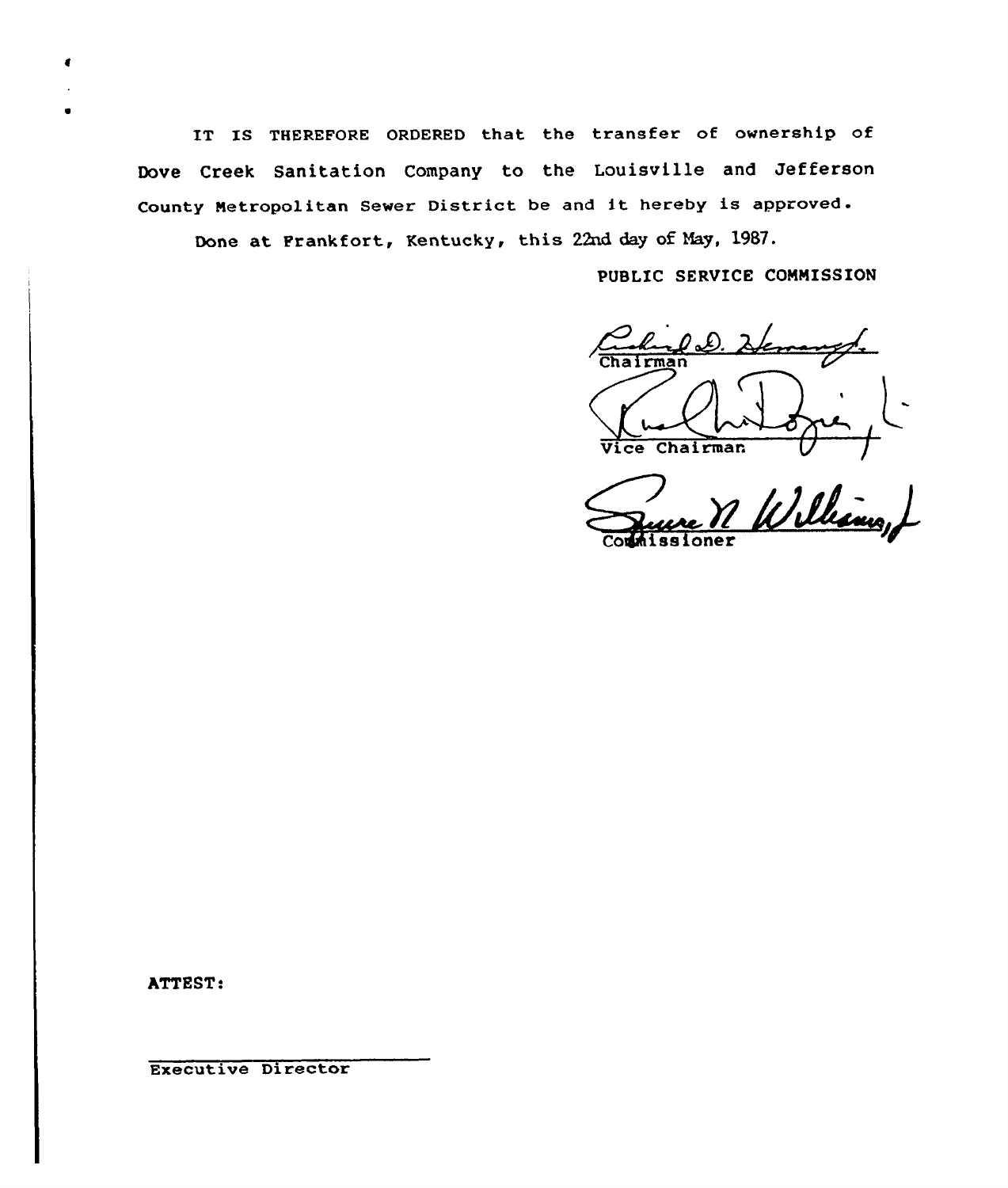IT IS THEREFORE ORDERED that the transfer of ownership of Dove Creek Sanitation Company to the Louisville and Jefferson County Metropolitan Sewer District be and it hereby is approved.

Done at Frankfort, Kentucky, this 22nd day of May, 1987.

PUBLIC SERVICE COMMISSION

Chairman

Vice Chairman

Commissioner

ATTEST:

Executive Director